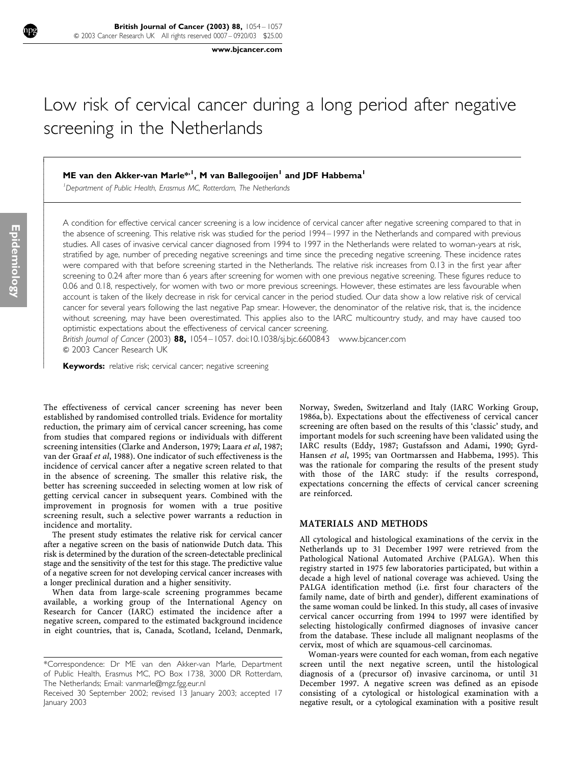# Low risk of cervical cancer during a long period after negative screening in the Netherlands

**ME van den Akker-van Marle*[,1], M van Ballegooijen[1] and JDF Habbema[1]**

[1] *Department of Public Health, Erasmus MC, Rotterdam, The Netherlands*

A condition for effective cervical cancer screening is a low incidence of cervical cancer after negative screening compared to that in the absence of screening. This relative risk was studied for the period 1994–1997 in the Netherlands and compared with previous studies. All cases of invasive cervical cancer diagnosed from 1994 to 1997 in the Netherlands were related to woman-years at risk, stratified by age, number of preceding negative screenings and time since the preceding negative screening. These incidence rates were compared with that before screening started in the Netherlands. The relative risk increases from 0.13 in the first year after screening to 0.24 after more than 6 years after screening for women with one previous negative screening. These figures reduce to 0.06 and 0.18, respectively, for women with two or more previous screenings. However, these estimates are less favourable when account is taken of the likely decrease in risk for cervical cancer in the period studied. Our data show a low relative risk of cervical cancer for several years following the last negative Pap smear. However, the denominator of the relative risk, that is, the incidence without screening, may have been overestimated. This applies also to the IARC multicountry study, and may have caused too optimistic expectations about the effectiveness of cervical cancer screening.

*British Journal of Cancer* (2003) **88,** 1054–1057. doi:10.1038/sj.bjc.6600843 www.bjcancer.com
© 2003 Cancer Research UK

**Keywords:** relative risk; cervical cancer; negative screening

The effectiveness of cervical cancer screening has never been established by randomised controlled trials. Evidence for mortality reduction, the primary aim of cervical cancer screening, has come from studies that compared regions or individuals with different screening intensities (Clarke and Anderson, 1979; Laara *et al*, 1987; van der Graaf *et al*, 1988). One indicator of such effectiveness is the incidence of cervical cancer after a negative screen related to that in the absence of screening. The smaller this relative risk, the better has screening succeeded in selecting women at low risk of getting cervical cancer in subsequent years. Combined with the improvement in prognosis for women with a true positive screening result, such a selective power warrants a reduction in incidence and mortality.

The present study estimates the relative risk for cervical cancer after a negative screen on the basis of nationwide Dutch data. This risk is determined by the duration of the screen-detectable preclinical stage and the sensitivity of the test for this stage. The predictive value of a negative screen for not developing cervical cancer increases with a longer preclinical duration and a higher sensitivity.

When data from large-scale screening programmes became available, a working group of the International Agency on Research for Cancer (IARC) estimated the incidence after a negative screen, compared to the estimated background incidence in eight countries, that is, Canada, Scotland, Iceland, Denmark, Norway, Sweden, Switzerland and Italy (IARC Working Group, 1986a, b). Expectations about the effectiveness of cervical cancer screening are often based on the results of this 'classic' study, and important models for such screening have been validated using the IARC results (Eddy, 1987; Gustafsson and Adami, 1990; Gyrd-Hansen *et al*, 1995; van Oortmarssen and Habbema, 1995). This was the rationale for comparing the results of the present study with those of the IARC study: if the results correspond, expectations concerning the effects of cervical cancer screening are reinforced.

## MATERIALS AND METHODS

All cytological and histological examinations of the cervix in the Netherlands up to 31 December 1997 were retrieved from the Pathological National Automated Archive (PALGA). When this registry started in 1975 few laboratories participated, but within a decade a high level of national coverage was achieved. Using the PALGA identification method (i.e. first four characters of the family name, date of birth and gender), different examinations of the same woman could be linked. In this study, all cases of invasive cervical cancer occurring from 1994 to 1997 were identified by selecting histologically confirmed diagnoses of invasive cancer from the database. These include all malignant neoplasms of the cervix, most of which are squamous-cell carcinomas.

Woman-years were counted for each woman, from each negative screen until the next negative screen, until the histological diagnosis of a (precursor of) invasive carcinoma, or until 31 December 1997. A negative screen was defined as an episode consisting of a cytological or histological examination with a negative result, or a cytological examination with a positive result

*Correspondence: Dr ME van den Akker-van Marle, Department of Public Health, Erasmus MC, PO Box 1738, 3000 DR Rotterdam, The Netherlands; Email: vanmarle@mgz.fgg.eur.nl

Received 30 September 2002; revised 13 January 2003; accepted 17 January 2003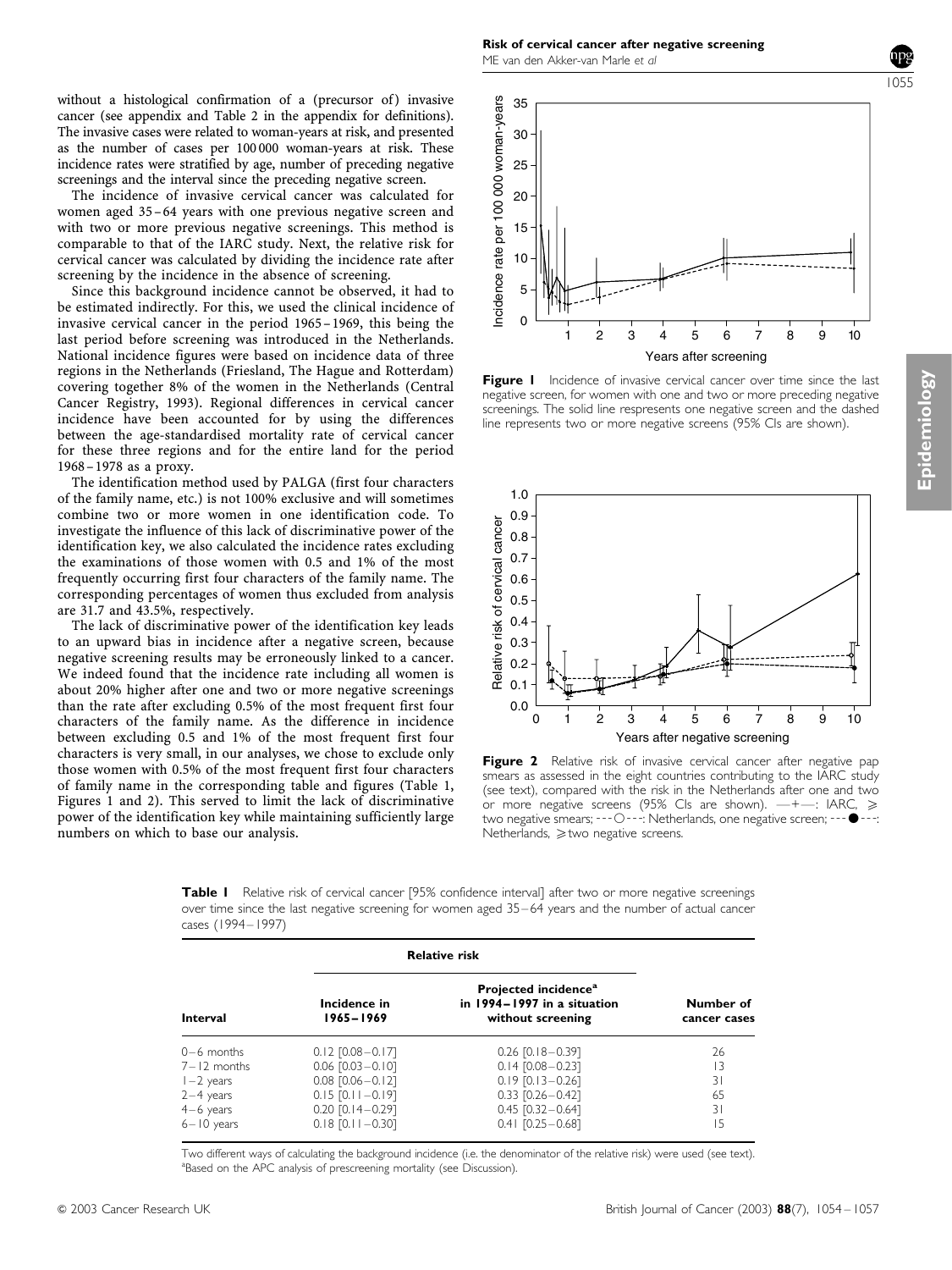without a histological confirmation of a (precursor of) invasive cancer (see appendix and Table 2 in the appendix for definitions). The invasive cases were related to woman-years at risk, and presented as the number of cases per 100 000 woman-years at risk. These incidence rates were stratified by age, number of preceding negative screenings and the interval since the preceding negative screen.

The incidence of invasive cervical cancer was calculated for women aged 35–64 years with one previous negative screen and with two or more previous negative screenings. This method is comparable to that of the IARC study. Next, the relative risk for cervical cancer was calculated by dividing the incidence rate after screening by the incidence in the absence of screening.

Since this background incidence cannot be observed, it had to be estimated indirectly. For this, we used the clinical incidence of invasive cervical cancer in the period 1965–1969, this being the last period before screening was introduced in the Netherlands. National incidence figures were based on incidence data of three regions in the Netherlands (Friesland, The Hague and Rotterdam) covering together 8% of the women in the Netherlands (Central Cancer Registry, 1993). Regional differences in cervical cancer incidence have been accounted for by using the differences between the age-standardised mortality rate of cervical cancer for these three regions and for the entire land for the period 1968–1978 as a proxy.

The identification method used by PALGA (first four characters of the family name, etc.) is not 100% exclusive and will sometimes combine two or more women in one identification code. To investigate the influence of this lack of discriminative power of the identification key, we also calculated the incidence rates excluding the examinations of those women with 0.5 and 1% of the most frequently occurring first four characters of the family name. The corresponding percentages of women thus excluded from analysis are 31.7 and 43.5%, respectively.

The lack of discriminative power of the identification key leads to an upward bias in incidence after a negative screen, because negative screening results may be erroneously linked to a cancer. We indeed found that the incidence rate including all women is about 20% higher after one and two or more negative screenings than the rate after excluding 0.5% of the most frequent first four characters of the family name. As the difference in incidence between excluding 0.5 and 1% of the most frequent first four characters is very small, in our analyses, we chose to exclude only those women with 0.5% of the most frequent first four characters of family name in the corresponding table and figures (Table 1, Figures 1 and 2). This served to limit the lack of discriminative power of the identification key while maintaining sufficiently large numbers on which to base our analysis.

**Figure 1** Incidence of invasive cervical cancer over time since the last negative screen, for women with one and two or more preceding negative screenings. The solid line respresents one negative screen and the dashed line represents two or more negative screens (95% CIs are shown).

**Figure 2** Relative risk of invasive cervical cancer after negative pap smears as assessed in the eight countries contributing to the IARC study (see text), compared with the risk in the Netherlands after one and two or more negative screens (95% CIs are shown). —+—: IARC, ≥ two negative smears; ---○---: Netherlands, one negative screen; ---●---: Netherlands, ≥two negative screens.

**Table 1** Relative risk of cervical cancer [95% confidence interval] after two or more negative screenings over time since the last negative screening for women aged 35–64 years and the number of actual cancer cases (1994–1997)

| | Relative risk | | |
|---|---|---|---|
| Interval | Incidence in 1965–1969 | Projected incidence[a] in 1994–1997 in a situation without screening | Number of cancer cases |
| 0–6 months | 0.12 [0.08–0.17] | 0.26 [0.18–0.39] | 26 |
| 7–12 months | 0.06 [0.03–0.10] | 0.14 [0.08–0.23] | 13 |
| 1–2 years | 0.08 [0.06–0.12] | 0.19 [0.13–0.26] | 31 |
| 2–4 years | 0.15 [0.11–0.19] | 0.33 [0.26–0.42] | 65 |
| 4–6 years | 0.20 [0.14–0.29] | 0.45 [0.32–0.64] | 31 |
| 6–10 years | 0.18 [0.11–0.30] | 0.41 [0.25–0.68] | 15 |

Two different ways of calculating the background incidence (i.e. the denominator of the relative risk) were used (see text). [a]Based on the APC analysis of prescreening mortality (see Discussion).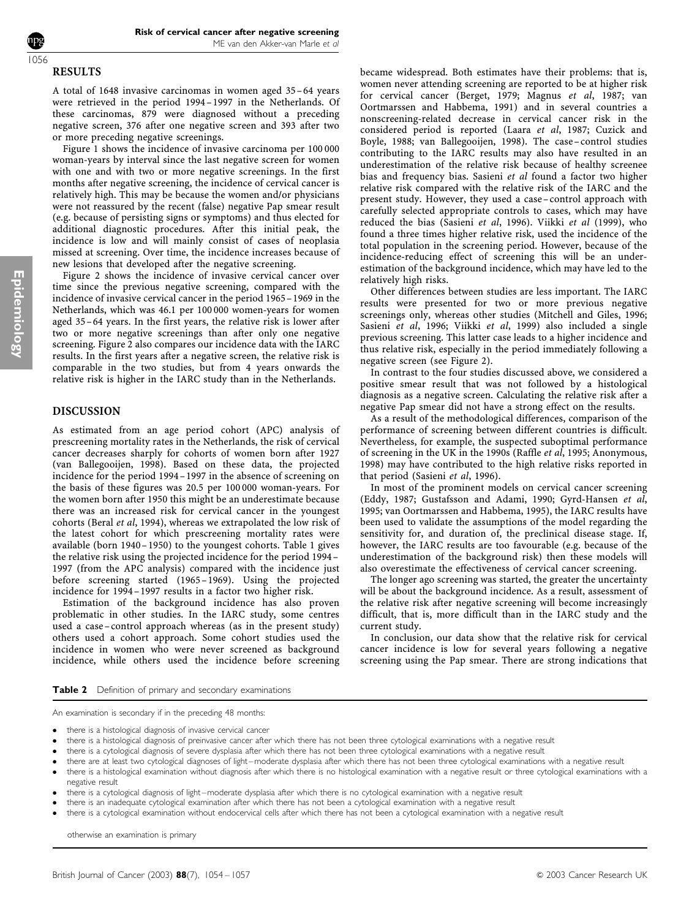## RESULTS

A total of 1648 invasive carcinomas in women aged 35–64 years were retrieved in the period 1994–1997 in the Netherlands. Of these carcinomas, 879 were diagnosed without a preceding negative screen, 376 after one negative screen and 393 after two or more preceding negative screenings.

Figure 1 shows the incidence of invasive carcinoma per 100 000 woman-years by interval since the last negative screen for women with one and with two or more negative screenings. In the first months after negative screening, the incidence of cervical cancer is relatively high. This may be because the women and/or physicians were not reassured by the recent (false) negative Pap smear result (e.g. because of persisting signs or symptoms) and thus elected for additional diagnostic procedures. After this initial peak, the incidence is low and will mainly consist of cases of neoplasia missed at screening. Over time, the incidence increases because of new lesions that developed after the negative screening.

Figure 2 shows the incidence of invasive cervical cancer over time since the previous negative screening, compared with the incidence of invasive cervical cancer in the period 1965–1969 in the Netherlands, which was 46.1 per 100 000 women-years for women aged 35–64 years. In the first years, the relative risk is lower after two or more negative screenings than after only one negative screening. Figure 2 also compares our incidence data with the IARC results. In the first years after a negative screen, the relative risk is comparable in the two studies, but from 4 years onwards the relative risk is higher in the IARC study than in the Netherlands.

## DISCUSSION

As estimated from an age period cohort (APC) analysis of prescreening mortality rates in the Netherlands, the risk of cervical cancer decreases sharply for cohorts of women born after 1927 (van Ballegooijen, 1998). Based on these data, the projected incidence for the period 1994–1997 in the absence of screening on the basis of these figures was 20.5 per 100 000 woman-years. For the women born after 1950 this might be an underestimate because there was an increased risk for cervical cancer in the youngest cohorts (Beral *et al*, 1994), whereas we extrapolated the low risk of the latest cohort for which prescreening mortality rates were available (born 1940–1950) to the youngest cohorts. Table 1 gives the relative risk using the projected incidence for the period 1994–1997 (from the APC analysis) compared with the incidence just before screening started (1965–1969). Using the projected incidence for 1994–1997 results in a factor two higher risk.

Estimation of the background incidence has also proven problematic in other studies. In the IARC study, some centres used a case–control approach whereas (as in the present study) others used a cohort approach. Some cohort studies used the incidence in women who were never screened as background incidence, while others used the incidence before screening became widespread. Both estimates have their problems: that is, women never attending screening are reported to be at higher risk for cervical cancer (Berget, 1979; Magnus *et al*, 1987; van Oortmarssen and Habbema, 1991) and in several countries a nonscreening-related decrease in cervical cancer risk in the considered period is reported (Laara *et al*, 1987; Cuzick and Boyle, 1988; van Ballegooijen, 1998). The case–control studies contributing to the IARC results may also have resulted in an underestimation of the relative risk because of healthy screenee bias and frequency bias. Sasieni *et al* found a factor two higher relative risk compared with the relative risk of the IARC and the present study. However, they used a case–control approach with carefully selected appropriate controls to cases, which may have reduced the bias (Sasieni *et al*, 1996). Viikki *et al* (1999), who found a three times higher relative risk, used the incidence of the total population in the screening period. However, because of the incidence-reducing effect of screening this will be an underestimation of the background incidence, which may have led to the relatively high risks.

Other differences between studies are less important. The IARC results were presented for two or more previous negative screenings only, whereas other studies (Mitchell and Giles, 1996; Sasieni *et al*, 1996; Viikki *et al*, 1999) also included a single previous screening. This latter case leads to a higher incidence and thus relative risk, especially in the period immediately following a negative screen (see Figure 2).

In contrast to the four studies discussed above, we considered a positive smear result that was not followed by a histological diagnosis as a negative screen. Calculating the relative risk after a negative Pap smear did not have a strong effect on the results.

As a result of the methodological differences, comparison of the performance of screening between different countries is difficult. Nevertheless, for example, the suspected suboptimal performance of screening in the UK in the 1990s (Raffle *et al*, 1995; Anonymous, 1998) may have contributed to the high relative risks reported in that period (Sasieni *et al*, 1996).

In most of the prominent models on cervical cancer screening (Eddy, 1987; Gustafsson and Adami, 1990; Gyrd-Hansen *et al*, 1995; van Oortmarssen and Habbema, 1995), the IARC results have been used to validate the assumptions of the model regarding the sensitivity for, and duration of, the preclinical disease stage. If, however, the IARC results are too favourable (e.g. because of the underestimation of the background risk) then these models will also overestimate the effectiveness of cervical cancer screening.

The longer ago screening was started, the greater the uncertainty will be about the background incidence. As a result, assessment of the relative risk after negative screening will become increasingly difficult, that is, more difficult than in the IARC study and the current study.

In conclusion, our data show that the relative risk for cervical cancer incidence is low for several years following a negative screening using the Pap smear. There are strong indications that

**Table 2** Definition of primary and secondary examinations

An examination is secondary if in the preceding 48 months:

- there is a histological diagnosis of invasive cervical cancer
- there is a histological diagnosis of preinvasive cancer after which there has not been three cytological examinations with a negative result
- there is a cytological diagnosis of severe dysplasia after which there has not been three cytological examinations with a negative result
- there are at least two cytological diagnoses of light–moderate dysplasia after which there has not been three cytological examinations with a negative result
- there is a histological examination without diagnosis after which there is no histological examination with a negative result or three cytological examinations with a negative result
- there is a cytological diagnosis of light–moderate dysplasia after which there is no cytological examination with a negative result
- there is an inadequate cytological examination after which there has not been a cytological examination with a negative result
- there is a cytological examination without endocervical cells after which there has not been a cytological examination with a negative result

otherwise an examination is primary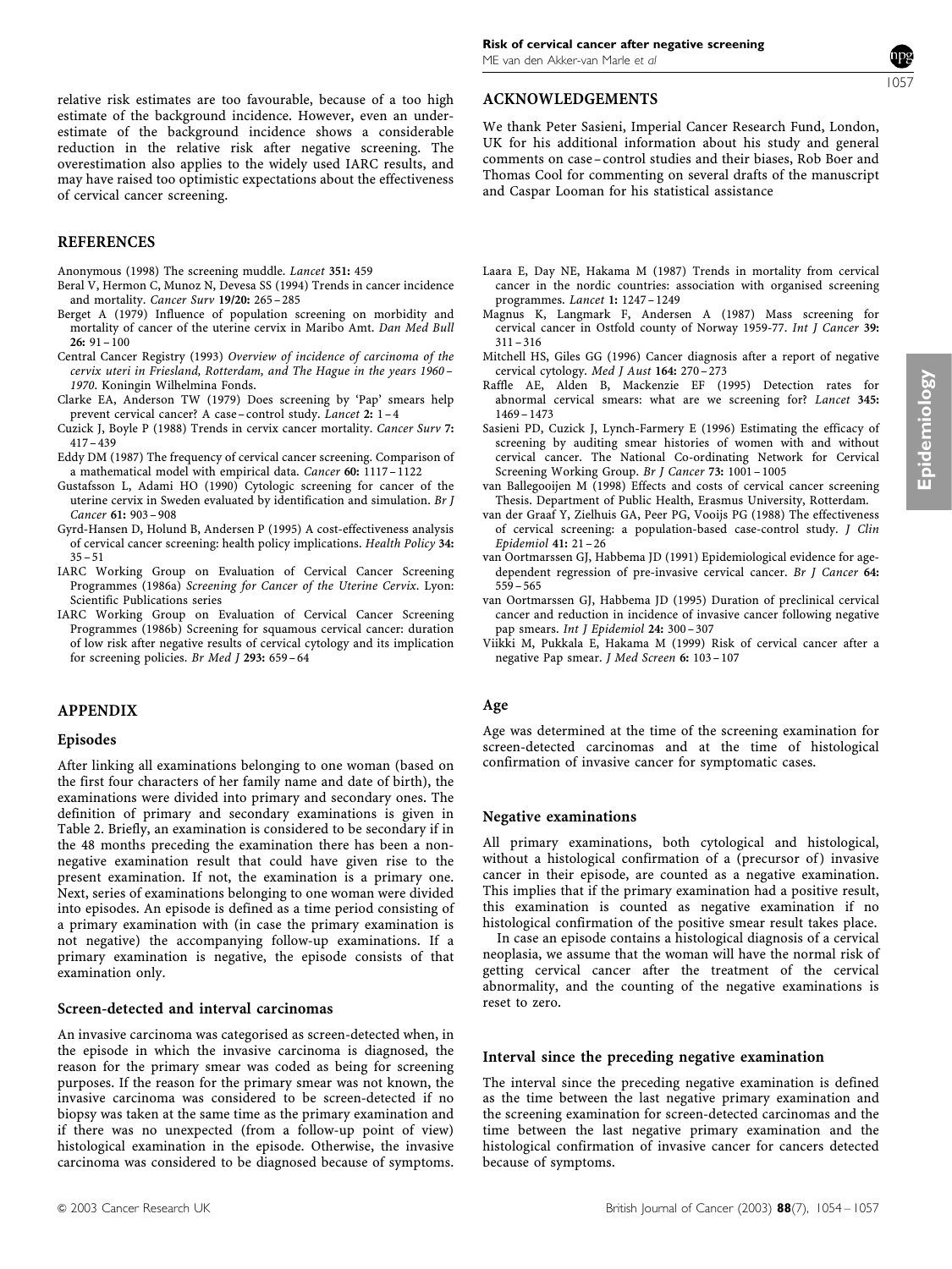relative risk estimates are too favourable, because of a too high estimate of the background incidence. However, even an underestimate of the background incidence shows a considerable reduction in the relative risk after negative screening. The overestimation also applies to the widely used IARC results, and may have raised too optimistic expectations about the effectiveness of cervical cancer screening.

## ACKNOWLEDGEMENTS

We thank Peter Sasieni, Imperial Cancer Research Fund, London, UK for his additional information about his study and general comments on case–control studies and their biases, Rob Boer and Thomas Cool for commenting on several drafts of the manuscript and Caspar Looman for his statistical assistance

## REFERENCES

Anonymous (1998) The screening muddle. *Lancet* **351:** 459

Beral V, Hermon C, Munoz N, Devesa SS (1994) Trends in cancer incidence and mortality. *Cancer Surv* **19/20:** 265–285

Berget A (1979) Influence of population screening on morbidity and mortality of cancer of the uterine cervix in Maribo Amt. *Dan Med Bull* **26:** 91–100

Central Cancer Registry (1993) *Overview of incidence of carcinoma of the cervix uteri in Friesland, Rotterdam, and The Hague in the years 1960–1970*. Koningin Wilhelmina Fonds.

Clarke EA, Anderson TW (1979) Does screening by 'Pap' smears help prevent cervical cancer? A case–control study. *Lancet* **2:** 1–4

Cuzick J, Boyle P (1988) Trends in cervix cancer mortality. *Cancer Surv* **7:** 417–439

Eddy DM (1987) The frequency of cervical cancer screening. Comparison of a mathematical model with empirical data. *Cancer* **60:** 1117–1122

Gustafsson L, Adami HO (1990) Cytologic screening for cancer of the uterine cervix in Sweden evaluated by identification and simulation. *Br J Cancer* **61:** 903–908

Gyrd-Hansen D, Holund B, Andersen P (1995) A cost-effectiveness analysis of cervical cancer screening: health policy implications. *Health Policy* **34:** 35–51

IARC Working Group on Evaluation of Cervical Cancer Screening Programmes (1986a) *Screening for Cancer of the Uterine Cervix*. Lyon: Scientific Publications series

IARC Working Group on Evaluation of Cervical Cancer Screening Programmes (1986b) Screening for squamous cervical cancer: duration of low risk after negative results of cervical cytology and its implication for screening policies. *Br Med J* **293:** 659–64

Laara E, Day NE, Hakama M (1987) Trends in mortality from cervical cancer in the nordic countries: association with organised screening programmes. *Lancet* **1:** 1247–1249

Magnus K, Langmark F, Andersen A (1987) Mass screening for cervical cancer in Ostfold county of Norway 1959-77. *Int J Cancer* **39:** 311–316

Mitchell HS, Giles GG (1996) Cancer diagnosis after a report of negative cervical cytology. *Med J Aust* **164:** 270–273

Raffle AE, Alden B, Mackenzie EF (1995) Detection rates for abnormal cervical smears: what are we screening for? *Lancet* **345:** 1469–1473

Sasieni PD, Cuzick J, Lynch-Farmery E (1996) Estimating the efficacy of screening by auditing smear histories of women with and without cervical cancer. The National Co-ordinating Network for Cervical Screening Working Group. *Br J Cancer* **73:** 1001–1005

van Ballegooijen M (1998) Effects and costs of cervical cancer screening Thesis. Department of Public Health, Erasmus University, Rotterdam.

van der Graaf Y, Zielhuis GA, Peer PG, Vooijs PG (1988) The effectiveness of cervical screening: a population-based case-control study. *J Clin Epidemiol* **41:** 21–26

van Oortmarssen GJ, Habbema JD (1991) Epidemiological evidence for age-dependent regression of pre-invasive cervical cancer. *Br J Cancer* **64:** 559–565

van Oortmarssen GJ, Habbema JD (1995) Duration of preclinical cervical cancer and reduction in incidence of invasive cancer following negative pap smears. *Int J Epidemiol* **24:** 300–307

Viikki M, Pukkala E, Hakama M (1999) Risk of cervical cancer after a negative Pap smear. *J Med Screen* **6:** 103–107

## APPENDIX

### Episodes

After linking all examinations belonging to one woman (based on the first four characters of her family name and date of birth), the examinations were divided into primary and secondary ones. The definition of primary and secondary examinations is given in Table 2. Briefly, an examination is considered to be secondary if in the 48 months preceding the examination there has been a non-negative examination result that could have given rise to the present examination. If not, the examination is a primary one. Next, series of examinations belonging to one woman were divided into episodes. An episode is defined as a time period consisting of a primary examination with (in case the primary examination is not negative) the accompanying follow-up examinations. If a primary examination is negative, the episode consists of that examination only.

### Screen-detected and interval carcinomas

An invasive carcinoma was categorised as screen-detected when, in the episode in which the invasive carcinoma is diagnosed, the reason for the primary smear was coded as being for screening purposes. If the reason for the primary smear was not known, the invasive carcinoma was considered to be screen-detected if no biopsy was taken at the same time as the primary examination and if there was no unexpected (from a follow-up point of view) histological examination in the episode. Otherwise, the invasive carcinoma was considered to be diagnosed because of symptoms.

### Age

Age was determined at the time of the screening examination for screen-detected carcinomas and at the time of histological confirmation of invasive cancer for symptomatic cases.

### Negative examinations

All primary examinations, both cytological and histological, without a histological confirmation of a (precursor of) invasive cancer in their episode, are counted as a negative examination. This implies that if the primary examination had a positive result, this examination is counted as negative examination if no histological confirmation of the positive smear result takes place.

In case an episode contains a histological diagnosis of a cervical neoplasia, we assume that the woman will have the normal risk of getting cervical cancer after the treatment of the cervical abnormality, and the counting of the negative examinations is reset to zero.

### Interval since the preceding negative examination

The interval since the preceding negative examination is defined as the time between the last negative primary examination and the screening examination for screen-detected carcinomas and the time between the last negative primary examination and the histological confirmation of invasive cancer for cancers detected because of symptoms.